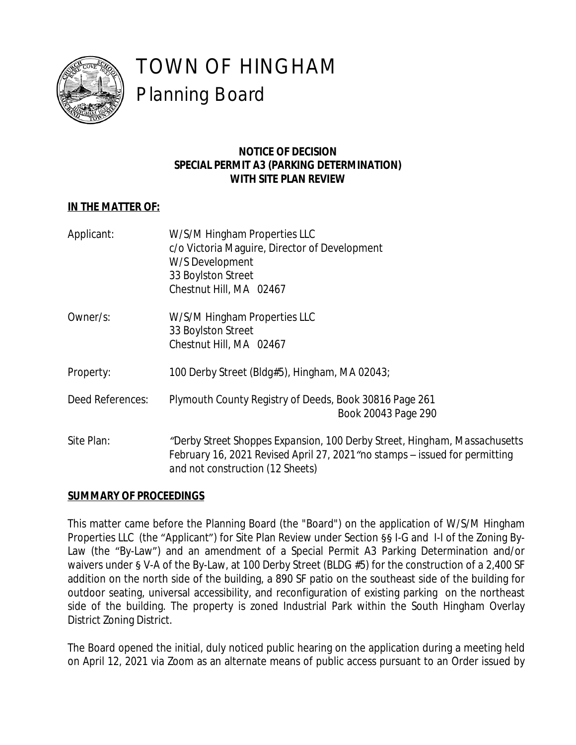# TOWN OF HINGHAM

## Planning Board

**NOTICE OF DECISION**
**SPECIAL PERMIT A3 (PARKING DETERMINATION)**
**WITH SITE PLAN REVIEW**

**IN THE MATTER OF:**

Applicant: W/S/M Hingham Properties LLC
c/o Victoria Maguire, Director of Development
W/S Development
33 Boylston Street
Chestnut Hill, MA 02467

Owner/s: W/S/M Hingham Properties LLC
33 Boylston Street
Chestnut Hill, MA 02467

Property: 100 Derby Street (Bldg#5), Hingham, MA 02043;

Deed References: Plymouth County Registry of Deeds, Book 30816 Page 261
Book 20043 Page 290

Site Plan: *"Derby Street Shoppes Expansion, 100 Derby Street, Hingham, Massachusetts February 16, 2021 Revised April 27, 2021" no stamps – issued for permitting and not construction (12 Sheets)*

**SUMMARY OF PROCEEDINGS**

This matter came before the Planning Board (the "Board") on the application of W/S/M Hingham Properties LLC (the "Applicant") for Site Plan Review under Section §§ I-G and I-I of the Zoning By-Law (the "By-Law") and an amendment of a Special Permit A3 Parking Determination and/or waivers under § V-A of the By-Law, at 100 Derby Street (BLDG #5) for the construction of a 2,400 SF addition on the north side of the building, a 890 SF patio on the southeast side of the building for outdoor seating, universal accessibility, and reconfiguration of existing parking on the northeast side of the building. The property is zoned Industrial Park within the South Hingham Overlay District Zoning District.

The Board opened the initial, duly noticed public hearing on the application during a meeting held on April 12, 2021 via Zoom as an alternate means of public access pursuant to an Order issued by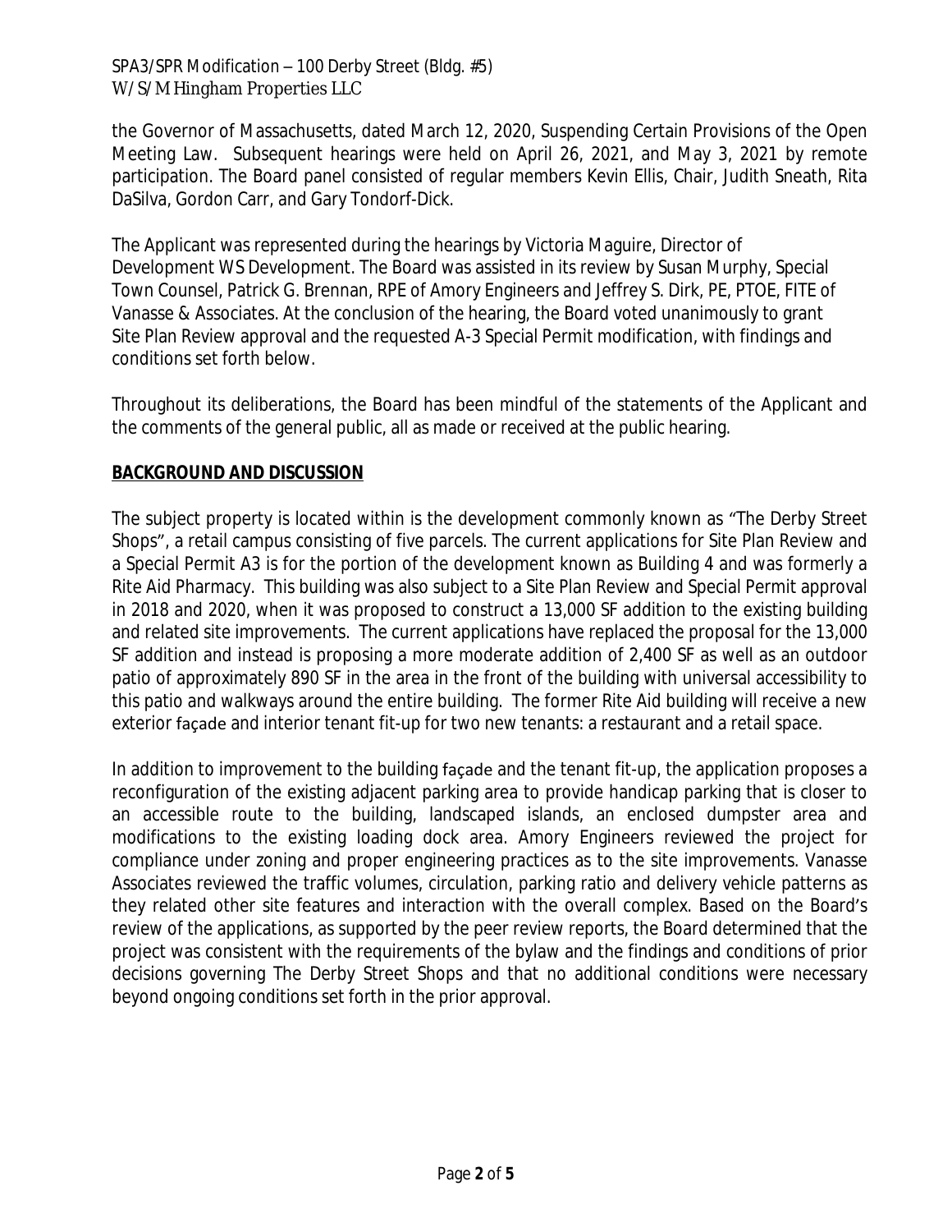the Governor of Massachusetts, dated March 12, 2020, Suspending Certain Provisions of the Open Meeting Law. Subsequent hearings were held on April 26, 2021, and May 3, 2021 by remote participation. The Board panel consisted of regular members Kevin Ellis, Chair, Judith Sneath, Rita DaSilva, Gordon Carr, and Gary Tondorf-Dick.

The Applicant was represented during the hearings by Victoria Maguire, Director of Development WS Development. The Board was assisted in its review by Susan Murphy, Special Town Counsel, Patrick G. Brennan, RPE of Amory Engineers and Jeffrey S. Dirk, PE, PTOE, FITE of Vanasse & Associates. At the conclusion of the hearing, the Board voted unanimously to grant Site Plan Review approval and the requested A-3 Special Permit modification, with findings and conditions set forth below.

Throughout its deliberations, the Board has been mindful of the statements of the Applicant and the comments of the general public, all as made or received at the public hearing.

## BACKGROUND AND DISCUSSION

The subject property is located within is the development commonly known as "The Derby Street Shops", a retail campus consisting of five parcels. The current applications for Site Plan Review and a Special Permit A3 is for the portion of the development known as Building 4 and was formerly a Rite Aid Pharmacy. This building was also subject to a Site Plan Review and Special Permit approval in 2018 and 2020, when it was proposed to construct a 13,000 SF addition to the existing building and related site improvements. The current applications have replaced the proposal for the 13,000 SF addition and instead is proposing a more moderate addition of 2,400 SF as well as an outdoor patio of approximately 890 SF in the area in the front of the building with universal accessibility to this patio and walkways around the entire building. The former Rite Aid building will receive a new exterior façade and interior tenant fit-up for two new tenants: a restaurant and a retail space.

In addition to improvement to the building façade and the tenant fit-up, the application proposes a reconfiguration of the existing adjacent parking area to provide handicap parking that is closer to an accessible route to the building, landscaped islands, an enclosed dumpster area and modifications to the existing loading dock area. Amory Engineers reviewed the project for compliance under zoning and proper engineering practices as to the site improvements. Vanasse Associates reviewed the traffic volumes, circulation, parking ratio and delivery vehicle patterns as they related other site features and interaction with the overall complex. Based on the Board's review of the applications, as supported by the peer review reports, the Board determined that the project was consistent with the requirements of the bylaw and the findings and conditions of prior decisions governing The Derby Street Shops and that no additional conditions were necessary beyond ongoing conditions set forth in the prior approval.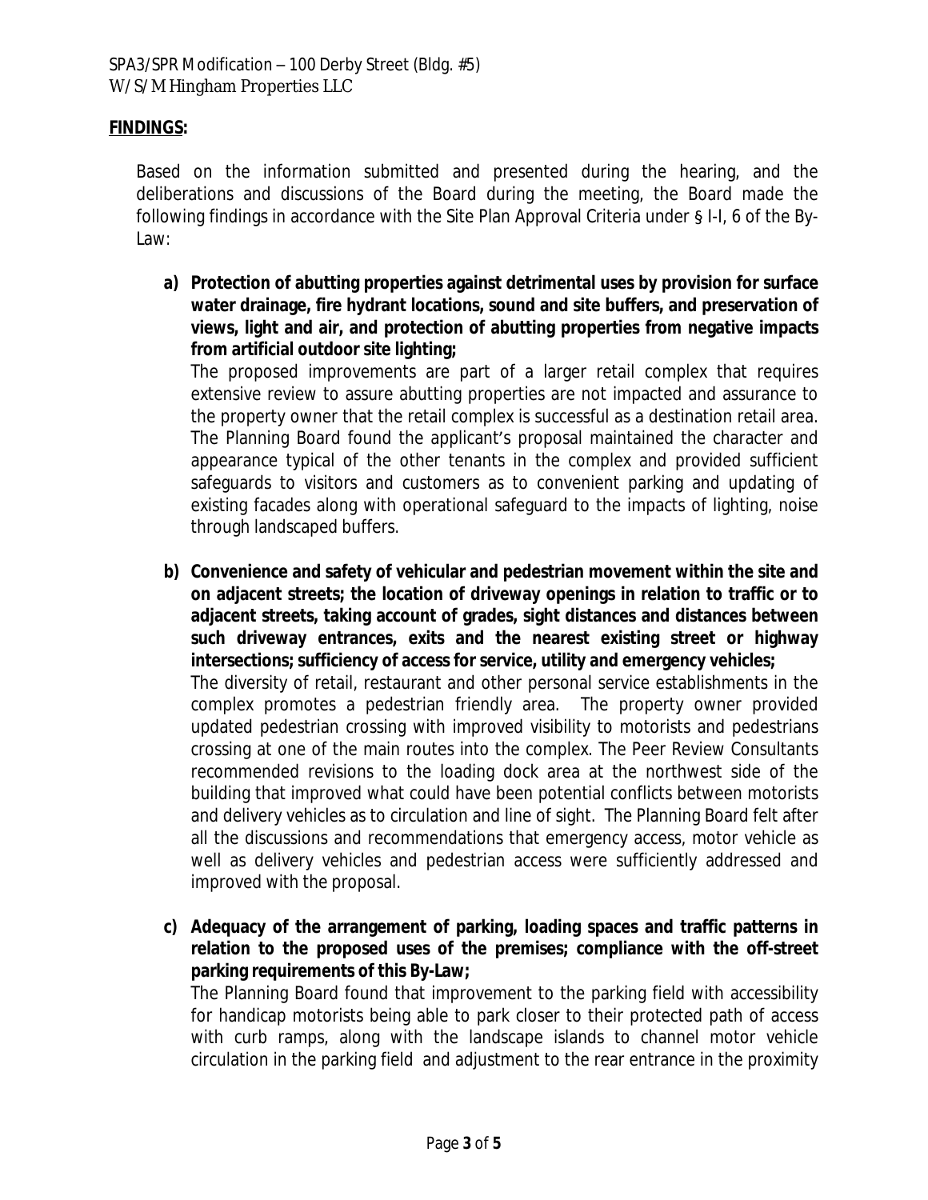## FINDINGS:

Based on the information submitted and presented during the hearing, and the deliberations and discussions of the Board during the meeting, the Board made the following findings in accordance with the Site Plan Approval Criteria under § I-I, 6 of the By-Law:

a) **Protection of abutting properties against detrimental uses by provision for surface water drainage, fire hydrant locations, sound and site buffers, and preservation of views, light and air, and protection of abutting properties from negative impacts from artificial outdoor site lighting;**

   The proposed improvements are part of a larger retail complex that requires extensive review to assure abutting properties are not impacted and assurance to the property owner that the retail complex is successful as a destination retail area. The Planning Board found the applicant's proposal maintained the character and appearance typical of the other tenants in the complex and provided sufficient safeguards to visitors and customers as to convenient parking and updating of existing facades along with operational safeguard to the impacts of lighting, noise through landscaped buffers.

b) **Convenience and safety of vehicular and pedestrian movement within the site and on adjacent streets; the location of driveway openings in relation to traffic or to adjacent streets, taking account of grades, sight distances and distances between such driveway entrances, exits and the nearest existing street or highway intersections; sufficiency of access for service, utility and emergency vehicles;**

   The diversity of retail, restaurant and other personal service establishments in the complex promotes a pedestrian friendly area. The property owner provided updated pedestrian crossing with improved visibility to motorists and pedestrians crossing at one of the main routes into the complex. The Peer Review Consultants recommended revisions to the loading dock area at the northwest side of the building that improved what could have been potential conflicts between motorists and delivery vehicles as to circulation and line of sight. The Planning Board felt after all the discussions and recommendations that emergency access, motor vehicle as well as delivery vehicles and pedestrian access were sufficiently addressed and improved with the proposal.

c) **Adequacy of the arrangement of parking, loading spaces and traffic patterns in relation to the proposed uses of the premises; compliance with the off-street parking requirements of this By-Law;**

   The Planning Board found that improvement to the parking field with accessibility for handicap motorists being able to park closer to their protected path of access with curb ramps, along with the landscape islands to channel motor vehicle circulation in the parking field and adjustment to the rear entrance in the proximity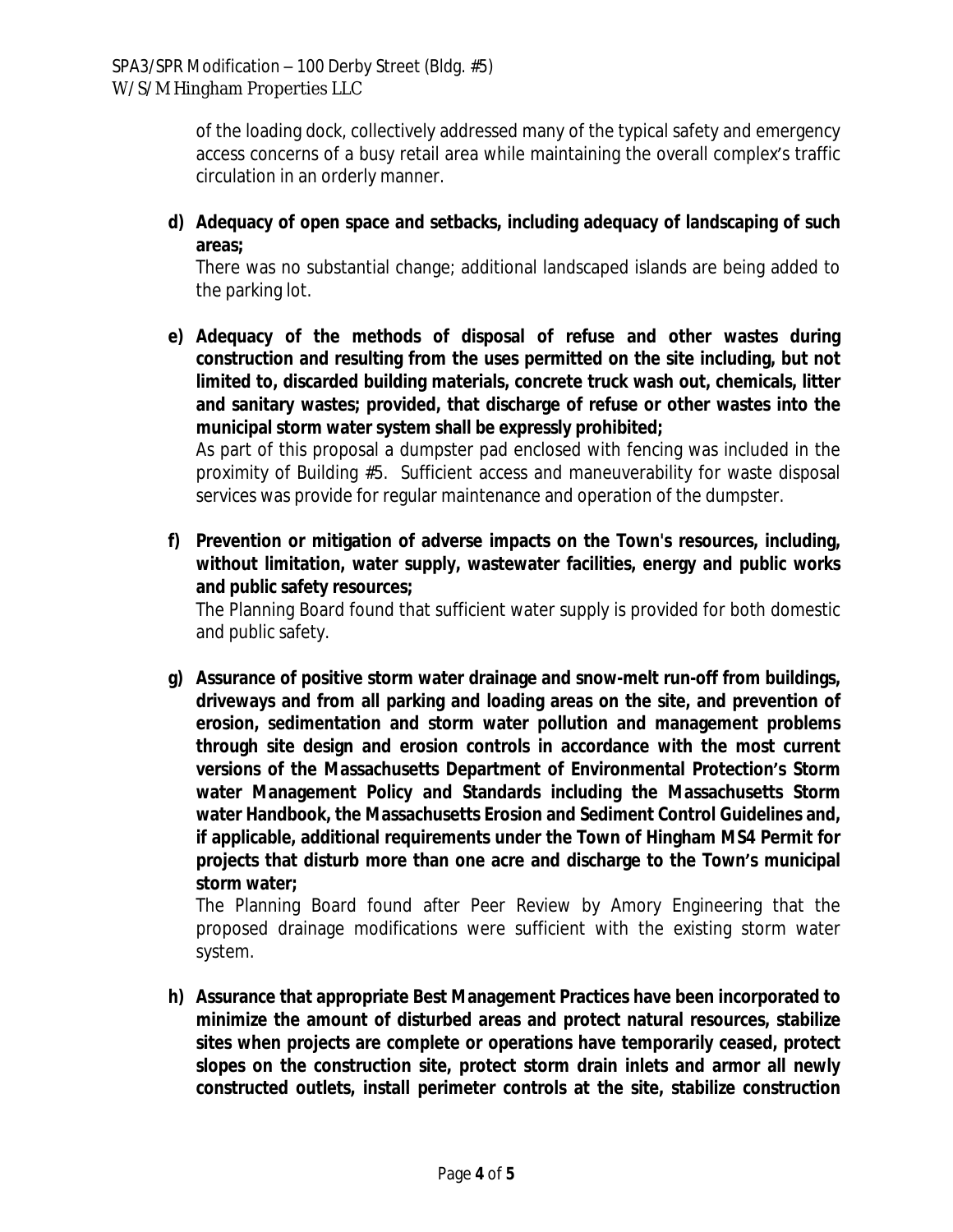of the loading dock, collectively addressed many of the typical safety and emergency access concerns of a busy retail area while maintaining the overall complex's traffic circulation in an orderly manner.

**d) Adequacy of open space and setbacks, including adequacy of landscaping of such areas;**

There was no substantial change; additional landscaped islands are being added to the parking lot.

**e) Adequacy of the methods of disposal of refuse and other wastes during construction and resulting from the uses permitted on the site including, but not limited to, discarded building materials, concrete truck wash out, chemicals, litter and sanitary wastes; provided, that discharge of refuse or other wastes into the municipal storm water system shall be expressly prohibited;**

As part of this proposal a dumpster pad enclosed with fencing was included in the proximity of Building #5. Sufficient access and maneuverability for waste disposal services was provide for regular maintenance and operation of the dumpster.

**f) Prevention or mitigation of adverse impacts on the Town's resources, including, without limitation, water supply, wastewater facilities, energy and public works and public safety resources;**

The Planning Board found that sufficient water supply is provided for both domestic and public safety.

**g) Assurance of positive storm water drainage and snow-melt run-off from buildings, driveways and from all parking and loading areas on the site, and prevention of erosion, sedimentation and storm water pollution and management problems through site design and erosion controls in accordance with the most current versions of the Massachusetts Department of Environmental Protection's Storm water Management Policy and Standards including the Massachusetts Storm water Handbook, the Massachusetts Erosion and Sediment Control Guidelines and, if applicable, additional requirements under the Town of Hingham MS4 Permit for projects that disturb more than one acre and discharge to the Town's municipal storm water;**

The Planning Board found after Peer Review by Amory Engineering that the proposed drainage modifications were sufficient with the existing storm water system.

**h) Assurance that appropriate Best Management Practices have been incorporated to minimize the amount of disturbed areas and protect natural resources, stabilize sites when projects are complete or operations have temporarily ceased, protect slopes on the construction site, protect storm drain inlets and armor all newly constructed outlets, install perimeter controls at the site, stabilize construction**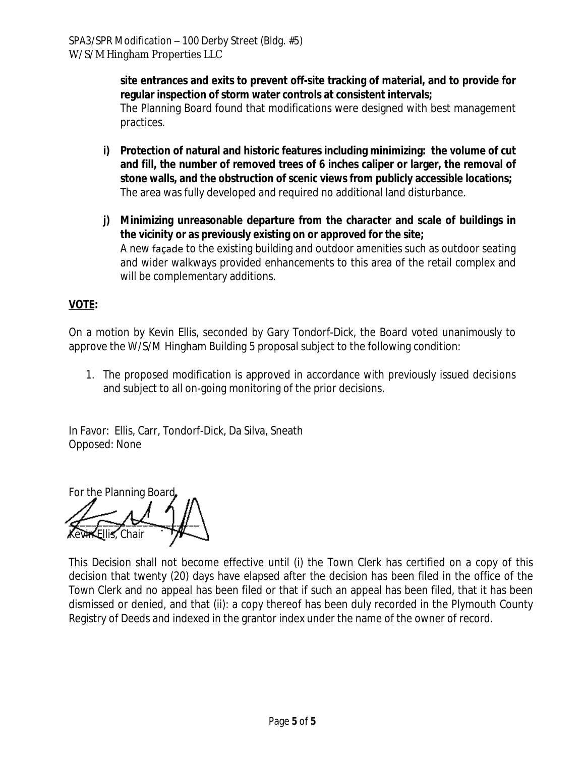**site entrances and exits to prevent off-site tracking of material, and to provide for regular inspection of storm water controls at consistent intervals;**
The Planning Board found that modifications were designed with best management practices.

i) **Protection of natural and historic features including minimizing: the volume of cut and fill, the number of removed trees of 6 inches caliper or larger, the removal of stone walls, and the obstruction of scenic views from publicly accessible locations;**
The area was fully developed and required no additional land disturbance.

j) **Minimizing unreasonable departure from the character and scale of buildings in the vicinity or as previously existing on or approved for the site;**
A new façade to the existing building and outdoor amenities such as outdoor seating and wider walkways provided enhancements to this area of the retail complex and will be complementary additions.

**VOTE:**

On a motion by Kevin Ellis, seconded by Gary Tondorf-Dick, the Board voted unanimously to approve the W/S/M Hingham Building 5 proposal subject to the following condition:

1. The proposed modification is approved in accordance with previously issued decisions and subject to all on-going monitoring of the prior decisions.

In Favor: Ellis, Carr, Tondorf-Dick, Da Silva, Sneath
Opposed: None

For the Planning Board,

Kevin Ellis, Chair

This Decision shall not become effective until (i) the Town Clerk has certified on a copy of this decision that twenty (20) days have elapsed after the decision has been filed in the office of the Town Clerk and no appeal has been filed or that if such an appeal has been filed, that it has been dismissed or denied, and that (ii): a copy thereof has been duly recorded in the Plymouth County Registry of Deeds and indexed in the grantor index under the name of the owner of record.